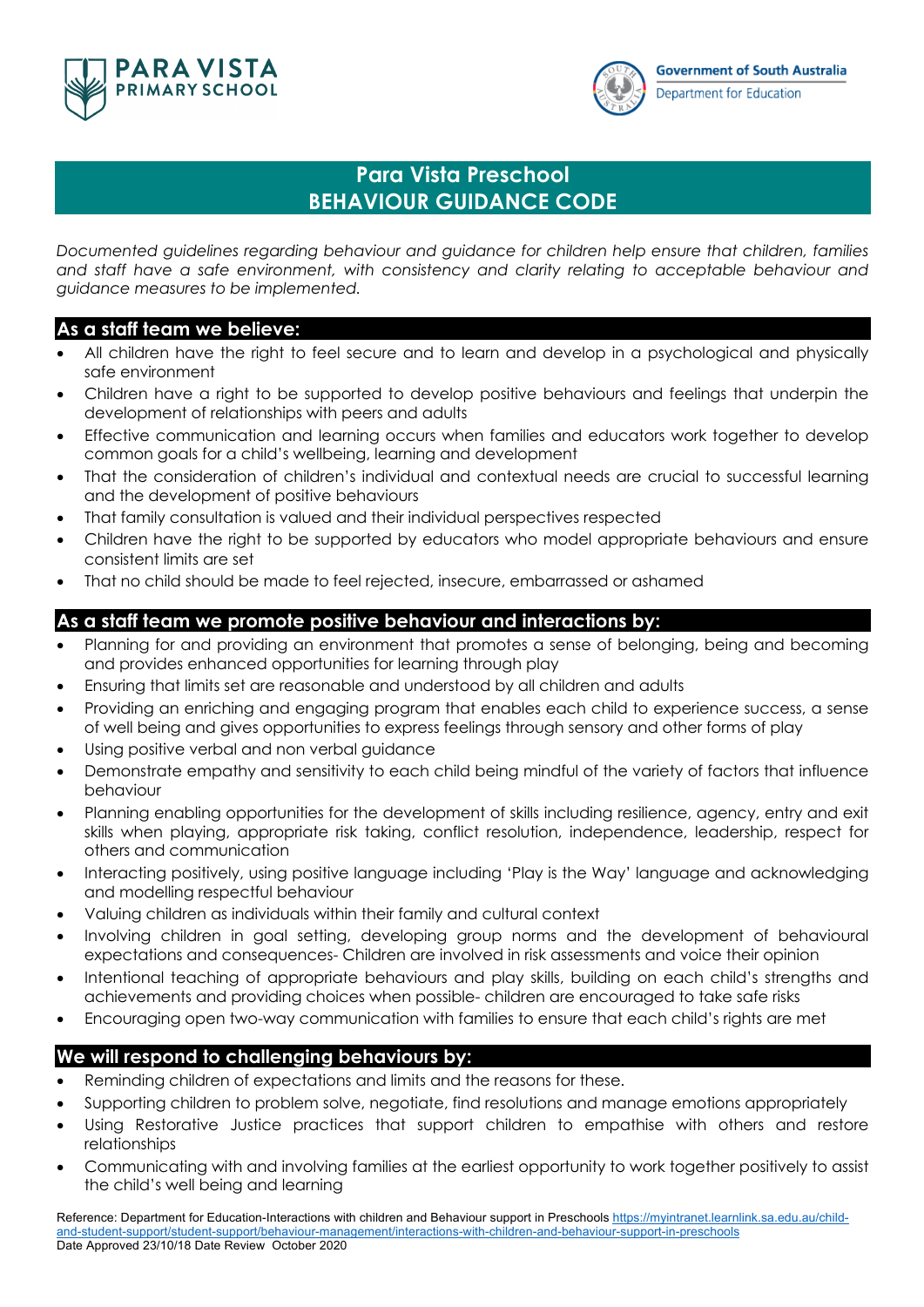PARA VISTA PRIMARY SCHOOL

Government of South Australia
Department for Education

# Para Vista Preschool
# BEHAVIOUR GUIDANCE CODE

*Documented guidelines regarding behaviour and guidance for children help ensure that children, families and staff have a safe environment, with consistency and clarity relating to acceptable behaviour and guidance measures to be implemented.*

## As a staff team we believe:

- All children have the right to feel secure and to learn and develop in a psychological and physically safe environment
- Children have a right to be supported to develop positive behaviours and feelings that underpin the development of relationships with peers and adults
- Effective communication and learning occurs when families and educators work together to develop common goals for a child's wellbeing, learning and development
- That the consideration of children's individual and contextual needs are crucial to successful learning and the development of positive behaviours
- That family consultation is valued and their individual perspectives respected
- Children have the right to be supported by educators who model appropriate behaviours and ensure consistent limits are set
- That no child should be made to feel rejected, insecure, embarrassed or ashamed

## As a staff team we promote positive behaviour and interactions by:

- Planning for and providing an environment that promotes a sense of belonging, being and becoming and provides enhanced opportunities for learning through play
- Ensuring that limits set are reasonable and understood by all children and adults
- Providing an enriching and engaging program that enables each child to experience success, a sense of well being and gives opportunities to express feelings through sensory and other forms of play
- Using positive verbal and non verbal guidance
- Demonstrate empathy and sensitivity to each child being mindful of the variety of factors that influence behaviour
- Planning enabling opportunities for the development of skills including resilience, agency, entry and exit skills when playing, appropriate risk taking, conflict resolution, independence, leadership, respect for others and communication
- Interacting positively, using positive language including 'Play is the Way' language and acknowledging and modelling respectful behaviour
- Valuing children as individuals within their family and cultural context
- Involving children in goal setting, developing group norms and the development of behavioural expectations and consequences- Children are involved in risk assessments and voice their opinion
- Intentional teaching of appropriate behaviours and play skills, building on each child's strengths and achievements and providing choices when possible- children are encouraged to take safe risks
- Encouraging open two-way communication with families to ensure that each child's rights are met

## We will respond to challenging behaviours by:

- Reminding children of expectations and limits and the reasons for these.
- Supporting children to problem solve, negotiate, find resolutions and manage emotions appropriately
- Using Restorative Justice practices that support children to empathise with others and restore relationships
- Communicating with and involving families at the earliest opportunity to work together positively to assist the child's well being and learning

Reference: Department for Education-Interactions with children and Behaviour support in Preschools https://myintranet.learnlink.sa.edu.au/child-and-student-support/student-support/behaviour-management/interactions-with-children-and-behaviour-support-in-preschools
Date Approved 23/10/18 Date Review October 2020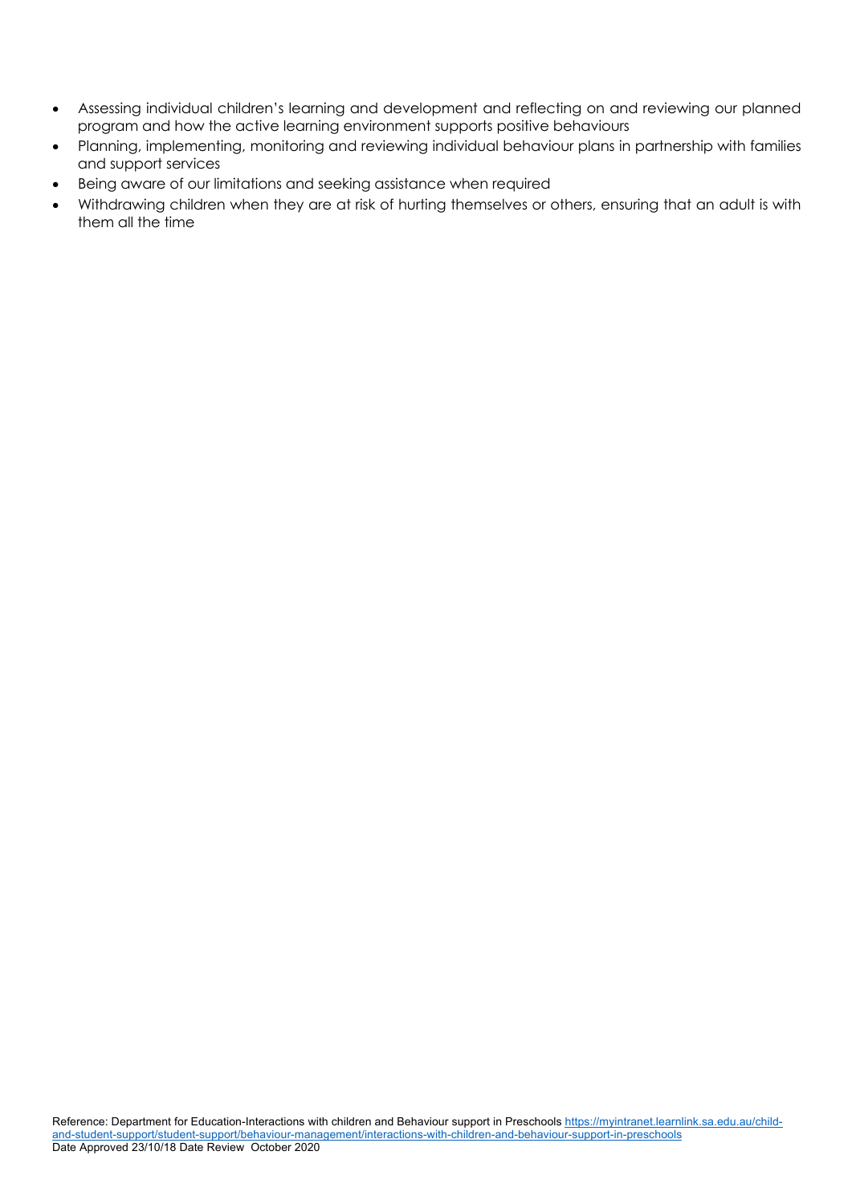- Assessing individual children's learning and development and reflecting on and reviewing our planned program and how the active learning environment supports positive behaviours
- Planning, implementing, monitoring and reviewing individual behaviour plans in partnership with families and support services
- Being aware of our limitations and seeking assistance when required
- Withdrawing children when they are at risk of hurting themselves or others, ensuring that an adult is with them all the time

Reference: Department for Education-Interactions with children and Behaviour support in Preschools [https://myintranet.learnlink.sa.edu.au/child-and-student-support/student-support/behaviour-management/interactions-with-children-and-behaviour-support-in-preschools](https://myintranet.learnlink.sa.edu.au/child-and-student-support/student-support/behaviour-management/interactions-with-children-and-behaviour-support-in-preschools)
Date Approved 23/10/18 Date Review October 2020